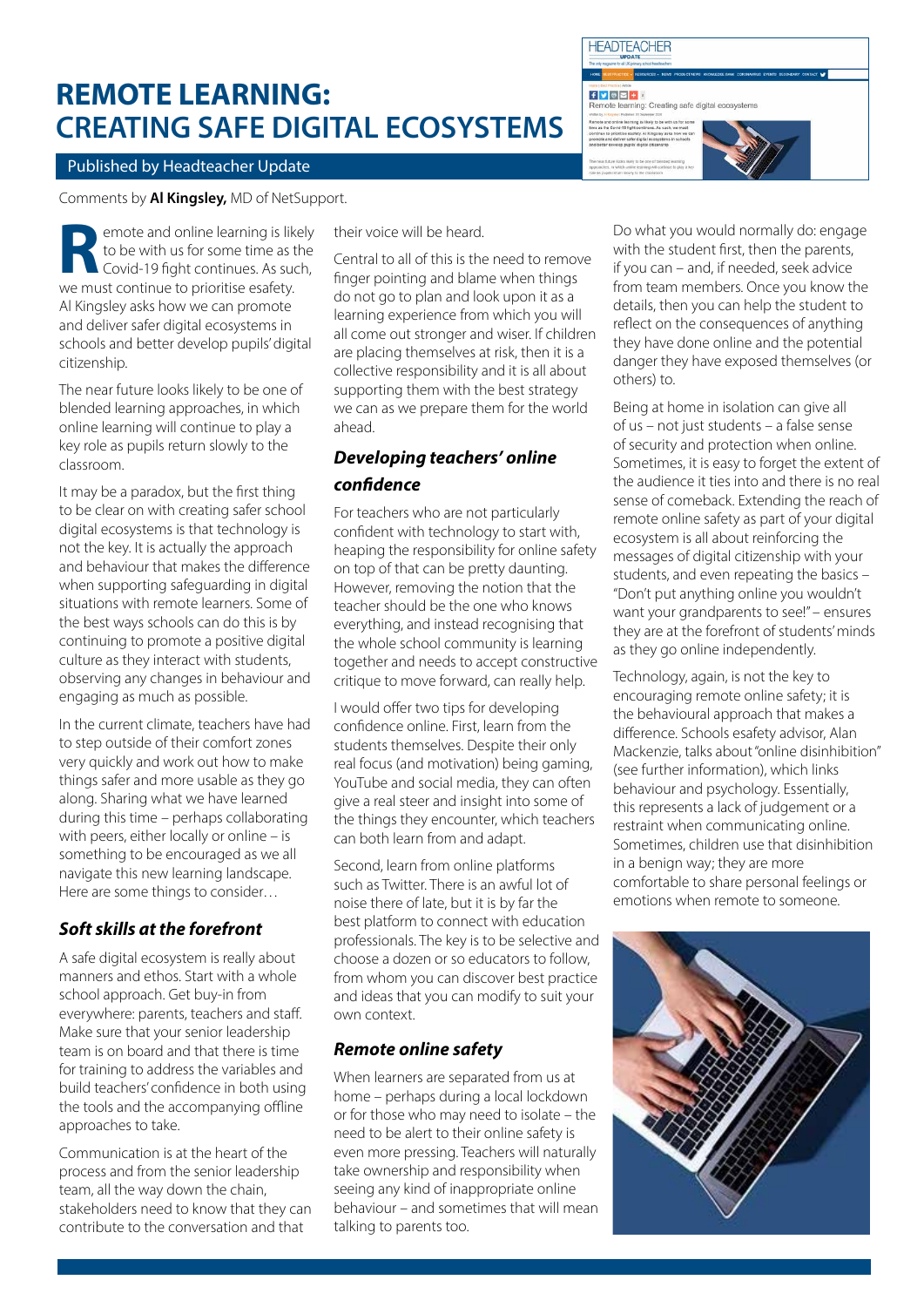# REMOTE LEARNING: CREATING SAFE DIGITAL ECOSYSTEMS

Published by Headteacher Update

Comments by **Al Kingsley,** MD of NetSupport.

Remote and online learning is likely to be with us for some time as the Covid-19 fight continues. As such, we must continue to prioritise esafety. Al Kingsley asks how we can promote and deliver safer digital ecosystems in schools and better develop pupils' digital citizenship.

The near future looks likely to be one of blended learning approaches, in which online learning will continue to play a key role as pupils return slowly to the classroom.

It may be a paradox, but the first thing to be clear on with creating safer school digital ecosystems is that technology is not the key. It is actually the approach and behaviour that makes the difference when supporting safeguarding in digital situations with remote learners. Some of the best ways schools can do this is by continuing to promote a positive digital culture as they interact with students, observing any changes in behaviour and engaging as much as possible.

In the current climate, teachers have had to step outside of their comfort zones very quickly and work out how to make things safer and more usable as they go along. Sharing what we have learned during this time – perhaps collaborating with peers, either locally or online – is something to be encouraged as we all navigate this new learning landscape. Here are some things to consider…

### *Soft skills at the forefront*

A safe digital ecosystem is really about manners and ethos. Start with a whole school approach. Get buy-in from everywhere: parents, teachers and staff. Make sure that your senior leadership team is on board and that there is time for training to address the variables and build teachers' confidence in both using the tools and the accompanying offline approaches to take.

Communication is at the heart of the process and from the senior leadership team, all the way down the chain, stakeholders need to know that they can contribute to the conversation and that their voice will be heard.

Central to all of this is the need to remove finger pointing and blame when things do not go to plan and look upon it as a learning experience from which you will all come out stronger and wiser. If children are placing themselves at risk, then it is a collective responsibility and it is all about supporting them with the best strategy we can as we prepare them for the world ahead.

### *Developing teachers' online confidence*

For teachers who are not particularly confident with technology to start with, heaping the responsibility for online safety on top of that can be pretty daunting. However, removing the notion that the teacher should be the one who knows everything, and instead recognising that the whole school community is learning together and needs to accept constructive critique to move forward, can really help.

I would offer two tips for developing confidence online. First, learn from the students themselves. Despite their only real focus (and motivation) being gaming, YouTube and social media, they can often give a real steer and insight into some of the things they encounter, which teachers can both learn from and adapt.

Second, learn from online platforms such as Twitter. There is an awful lot of noise there of late, but it is by far the best platform to connect with education professionals. The key is to be selective and choose a dozen or so educators to follow, from whom you can discover best practice and ideas that you can modify to suit your own context.

### *Remote online safety*

When learners are separated from us at home – perhaps during a local lockdown or for those who may need to isolate – the need to be alert to their online safety is even more pressing. Teachers will naturally take ownership and responsibility when seeing any kind of inappropriate online behaviour – and sometimes that will mean talking to parents too.

Do what you would normally do: engage with the student first, then the parents, if you can – and, if needed, seek advice from team members. Once you know the details, then you can help the student to reflect on the consequences of anything they have done online and the potential danger they have exposed themselves (or others) to.

Being at home in isolation can give all of us – not just students – a false sense of security and protection when online. Sometimes, it is easy to forget the extent of the audience it ties into and there is no real sense of comeback. Extending the reach of remote online safety as part of your digital ecosystem is all about reinforcing the messages of digital citizenship with your students, and even repeating the basics – "Don't put anything online you wouldn't want your grandparents to see!" – ensures they are at the forefront of students' minds as they go online independently.

Technology, again, is not the key to encouraging remote online safety; it is the behavioural approach that makes a difference. Schools esafety advisor, Alan Mackenzie, talks about "online disinhibition" (see further information), which links behaviour and psychology. Essentially, this represents a lack of judgement or a restraint when communicating online. Sometimes, children use that disinhibition in a benign way; they are more comfortable to share personal feelings or emotions when remote to someone.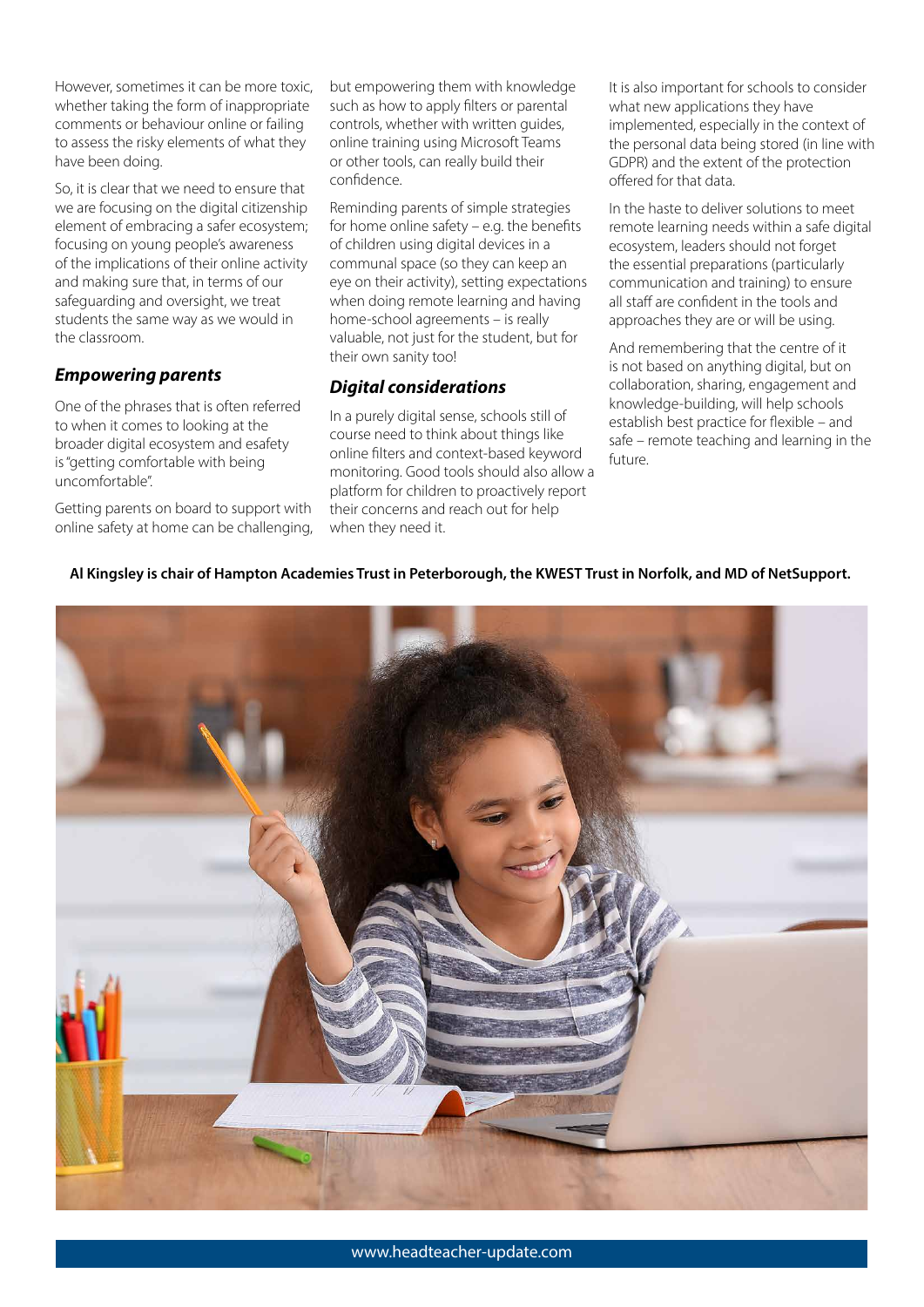However, sometimes it can be more toxic, whether taking the form of inappropriate comments or behaviour online or failing to assess the risky elements of what they have been doing.

So, it is clear that we need to ensure that we are focusing on the digital citizenship element of embracing a safer ecosystem; focusing on young people's awareness of the implications of their online activity and making sure that, in terms of our safeguarding and oversight, we treat students the same way as we would in the classroom.

### *Empowering parents*

One of the phrases that is often referred to when it comes to looking at the broader digital ecosystem and esafety is "getting comfortable with being uncomfortable".

Getting parents on board to support with online safety at home can be challenging, but empowering them with knowledge such as how to apply filters or parental controls, whether with written guides, online training using Microsoft Teams or other tools, can really build their confidence.

Reminding parents of simple strategies for home online safety – e.g. the benefits of children using digital devices in a communal space (so they can keep an eye on their activity), setting expectations when doing remote learning and having home-school agreements – is really valuable, not just for the student, but for their own sanity too!

### *Digital considerations*

In a purely digital sense, schools still of course need to think about things like online filters and context-based keyword monitoring. Good tools should also allow a platform for children to proactively report their concerns and reach out for help when they need it.

It is also important for schools to consider what new applications they have implemented, especially in the context of the personal data being stored (in line with GDPR) and the extent of the protection offered for that data.

In the haste to deliver solutions to meet remote learning needs within a safe digital ecosystem, leaders should not forget the essential preparations (particularly communication and training) to ensure all staff are confident in the tools and approaches they are or will be using.

And remembering that the centre of it is not based on anything digital, but on collaboration, sharing, engagement and knowledge-building, will help schools establish best practice for flexible – and safe – remote teaching and learning in the future.

**Al Kingsley is chair of Hampton Academies Trust in Peterborough, the KWEST Trust in Norfolk, and MD of NetSupport.**